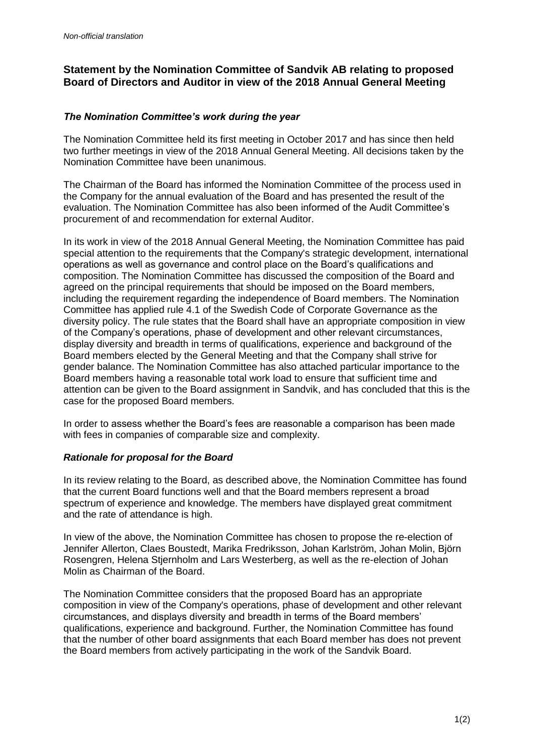*Non-official translation*

# Statement by the Nomination Committee of Sandvik AB relating to proposed Board of Directors and Auditor in view of the 2018 Annual General Meeting

### *The Nomination Committee's work during the year*

The Nomination Committee held its first meeting in October 2017 and has since then held two further meetings in view of the 2018 Annual General Meeting. All decisions taken by the Nomination Committee have been unanimous.

The Chairman of the Board has informed the Nomination Committee of the process used in the Company for the annual evaluation of the Board and has presented the result of the evaluation. The Nomination Committee has also been informed of the Audit Committee's procurement of and recommendation for external Auditor.

In its work in view of the 2018 Annual General Meeting, the Nomination Committee has paid special attention to the requirements that the Company's strategic development, international operations as well as governance and control place on the Board's qualifications and composition. The Nomination Committee has discussed the composition of the Board and agreed on the principal requirements that should be imposed on the Board members, including the requirement regarding the independence of Board members. The Nomination Committee has applied rule 4.1 of the Swedish Code of Corporate Governance as the diversity policy. The rule states that the Board shall have an appropriate composition in view of the Company's operations, phase of development and other relevant circumstances, display diversity and breadth in terms of qualifications, experience and background of the Board members elected by the General Meeting and that the Company shall strive for gender balance. The Nomination Committee has also attached particular importance to the Board members having a reasonable total work load to ensure that sufficient time and attention can be given to the Board assignment in Sandvik, and has concluded that this is the case for the proposed Board members.

In order to assess whether the Board's fees are reasonable a comparison has been made with fees in companies of comparable size and complexity.

### *Rationale for proposal for the Board*

In its review relating to the Board, as described above, the Nomination Committee has found that the current Board functions well and that the Board members represent a broad spectrum of experience and knowledge. The members have displayed great commitment and the rate of attendance is high.

In view of the above, the Nomination Committee has chosen to propose the re-election of Jennifer Allerton, Claes Boustedt, Marika Fredriksson, Johan Karlström, Johan Molin, Björn Rosengren, Helena Stjernholm and Lars Westerberg, as well as the re-election of Johan Molin as Chairman of the Board.

The Nomination Committee considers that the proposed Board has an appropriate composition in view of the Company's operations, phase of development and other relevant circumstances, and displays diversity and breadth in terms of the Board members' qualifications, experience and background. Further, the Nomination Committee has found that the number of other board assignments that each Board member has does not prevent the Board members from actively participating in the work of the Sandvik Board.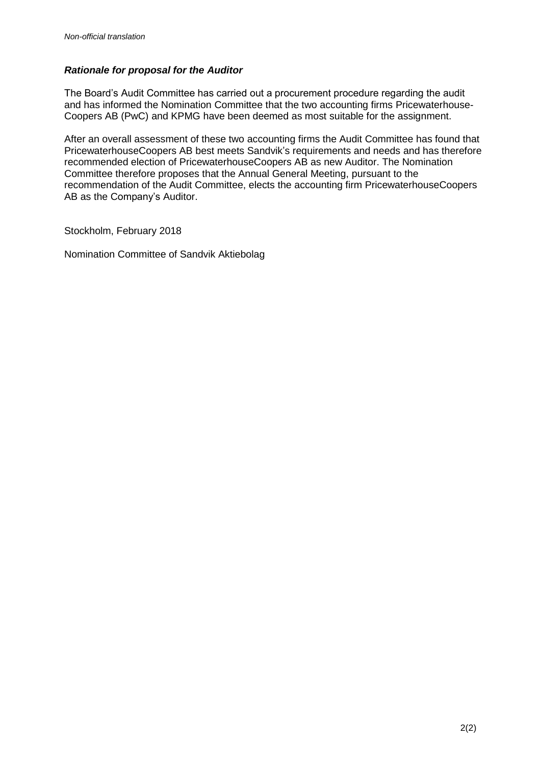*Non-official translation*

***Rationale for proposal for the Auditor***

The Board's Audit Committee has carried out a procurement procedure regarding the audit and has informed the Nomination Committee that the two accounting firms Pricewaterhouse-Coopers AB (PwC) and KPMG have been deemed as most suitable for the assignment.

After an overall assessment of these two accounting firms the Audit Committee has found that PricewaterhouseCoopers AB best meets Sandvik's requirements and needs and has therefore recommended election of PricewaterhouseCoopers AB as new Auditor. The Nomination Committee therefore proposes that the Annual General Meeting, pursuant to the recommendation of the Audit Committee, elects the accounting firm PricewaterhouseCoopers AB as the Company's Auditor.

Stockholm, February 2018

Nomination Committee of Sandvik Aktiebolag